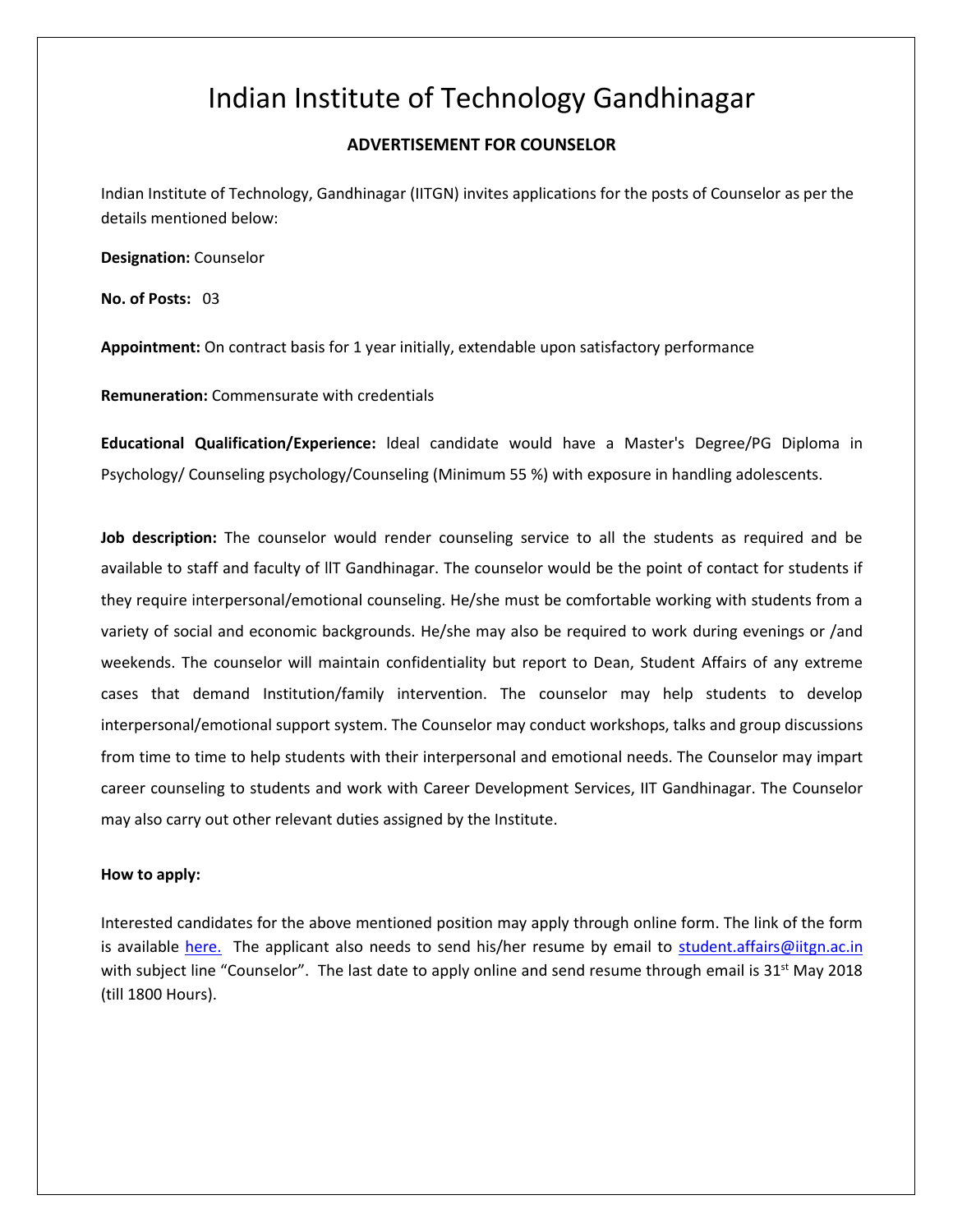# Indian Institute of Technology Gandhinagar

## ADVERTISEMENT FOR COUNSELOR

Indian Institute of Technology, Gandhinagar (IITGN) invites applications for the posts of Counselor as per the details mentioned below:

**Designation:** Counselor

**No. of Posts:** 03

**Appointment:** On contract basis for 1 year initially, extendable upon satisfactory performance

**Remuneration:** Commensurate with credentials

**Educational Qualification/Experience:** Ideal candidate would have a Master's Degree/PG Diploma in Psychology/ Counseling psychology/Counseling (Minimum 55 %) with exposure in handling adolescents.

**Job description:** The counselor would render counseling service to all the students as required and be available to staff and faculty of IIT Gandhinagar. The counselor would be the point of contact for students if they require interpersonal/emotional counseling. He/she must be comfortable working with students from a variety of social and economic backgrounds. He/she may also be required to work during evenings or /and weekends. The counselor will maintain confidentiality but report to Dean, Student Affairs of any extreme cases that demand Institution/family intervention. The counselor may help students to develop interpersonal/emotional support system. The Counselor may conduct workshops, talks and group discussions from time to time to help students with their interpersonal and emotional needs. The Counselor may impart career counseling to students and work with Career Development Services, IIT Gandhinagar. The Counselor may also carry out other relevant duties assigned by the Institute.

**How to apply:**

Interested candidates for the above mentioned position may apply through online form. The link of the form is available here. The applicant also needs to send his/her resume by email to student.affairs@iitgn.ac.in with subject line "Counselor". The last date to apply online and send resume through email is 31st May 2018 (till 1800 Hours).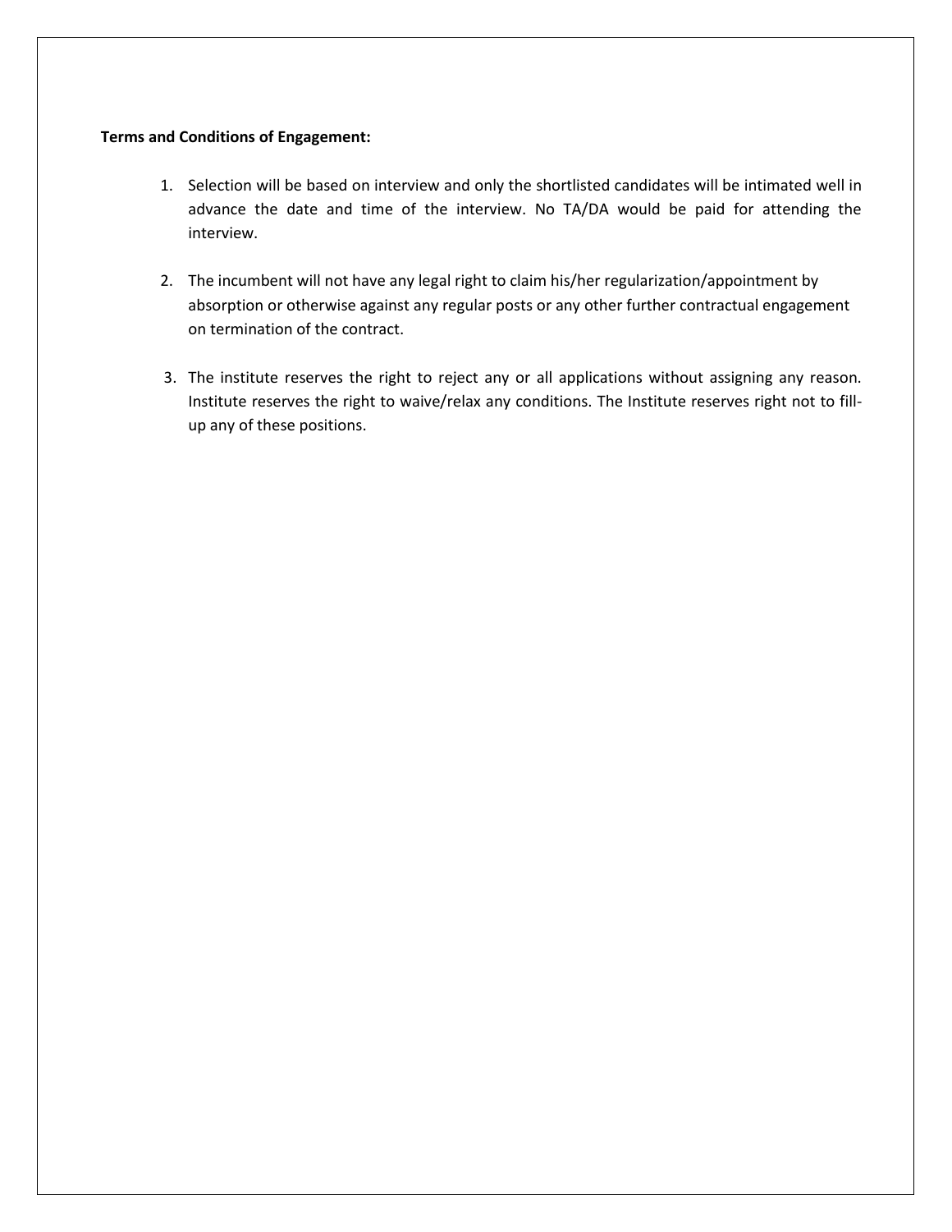**Terms and Conditions of Engagement:**

1. Selection will be based on interview and only the shortlisted candidates will be intimated well in advance the date and time of the interview. No TA/DA would be paid for attending the interview.

2. The incumbent will not have any legal right to claim his/her regularization/appointment by absorption or otherwise against any regular posts or any other further contractual engagement on termination of the contract.

3. The institute reserves the right to reject any or all applications without assigning any reason. Institute reserves the right to waive/relax any conditions. The Institute reserves right not to fill-up any of these positions.